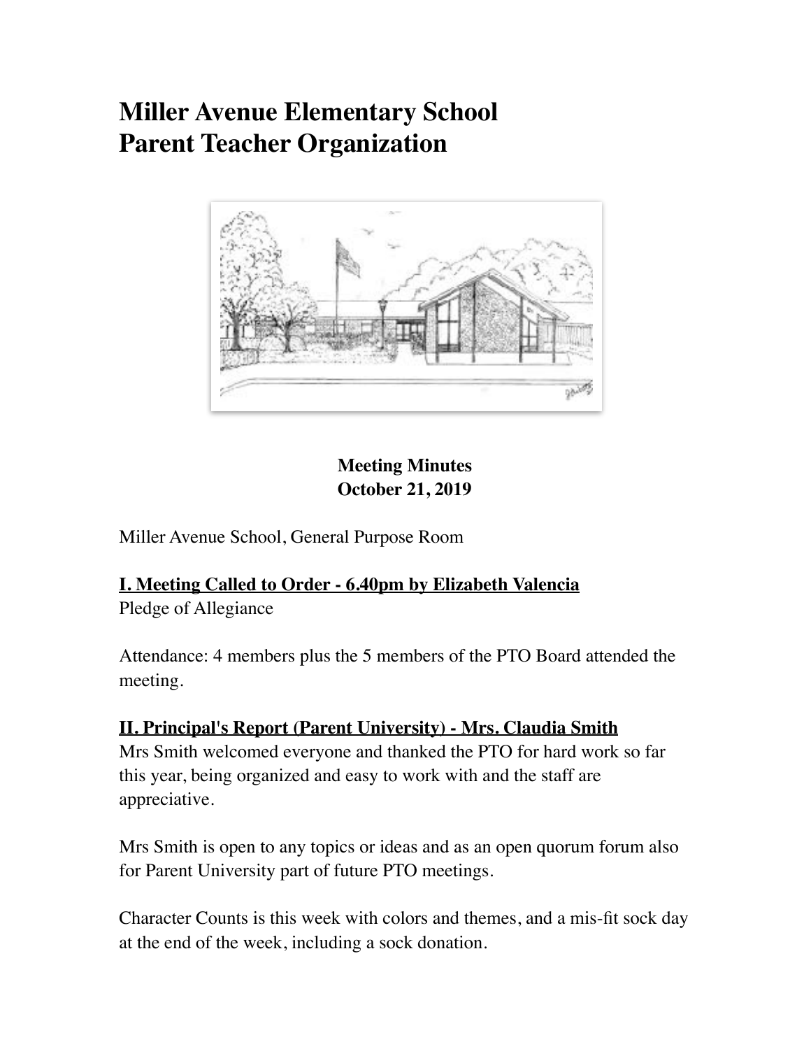# Miller Avenue Elementary School
# Parent Teacher Organization

**Meeting Minutes**
**October 21, 2019**

Miller Avenue School, General Purpose Room

**I. Meeting Called to Order - 6.40pm by Elizabeth Valencia**
Pledge of Allegiance

Attendance: 4 members plus the 5 members of the PTO Board attended the meeting.

**II. Principal's Report (Parent University) - Mrs. Claudia Smith**
Mrs Smith welcomed everyone and thanked the PTO for hard work so far this year, being organized and easy to work with and the staff are appreciative.

Mrs Smith is open to any topics or ideas and as an open quorum forum also for Parent University part of future PTO meetings.

Character Counts is this week with colors and themes, and a mis-fit sock day at the end of the week, including a sock donation.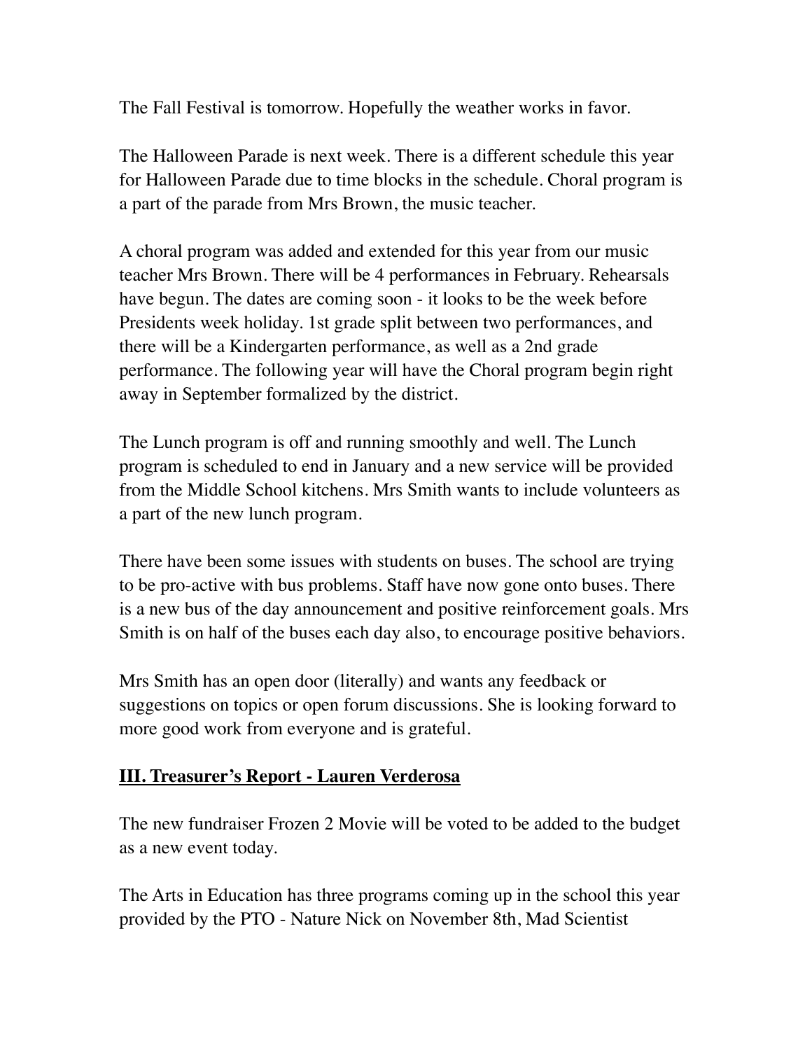The Fall Festival is tomorrow. Hopefully the weather works in favor.

The Halloween Parade is next week. There is a different schedule this year for Halloween Parade due to time blocks in the schedule. Choral program is a part of the parade from Mrs Brown, the music teacher.

A choral program was added and extended for this year from our music teacher Mrs Brown. There will be 4 performances in February. Rehearsals have begun. The dates are coming soon - it looks to be the week before Presidents week holiday. 1st grade split between two performances, and there will be a Kindergarten performance, as well as a 2nd grade performance. The following year will have the Choral program begin right away in September formalized by the district.

The Lunch program is off and running smoothly and well. The Lunch program is scheduled to end in January and a new service will be provided from the Middle School kitchens. Mrs Smith wants to include volunteers as a part of the new lunch program.

There have been some issues with students on buses. The school are trying to be pro-active with bus problems. Staff have now gone onto buses. There is a new bus of the day announcement and positive reinforcement goals. Mrs Smith is on half of the buses each day also, to encourage positive behaviors.

Mrs Smith has an open door (literally) and wants any feedback or suggestions on topics or open forum discussions. She is looking forward to more good work from everyone and is grateful.

## III. Treasurer's Report - Lauren Verderosa

The new fundraiser Frozen 2 Movie will be voted to be added to the budget as a new event today.

The Arts in Education has three programs coming up in the school this year provided by the PTO - Nature Nick on November 8th, Mad Scientist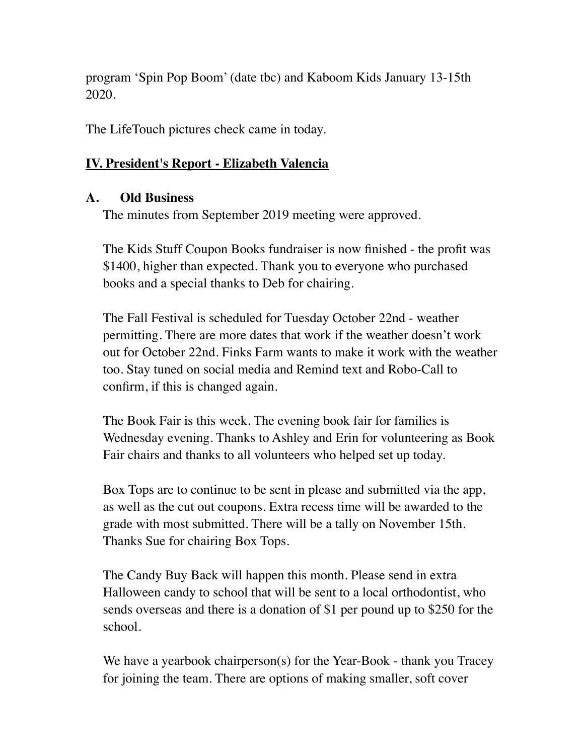program 'Spin Pop Boom' (date tbc) and Kaboom Kids January 13-15th 2020.

The LifeTouch pictures check came in today.

## IV. President's Report - Elizabeth Valencia

### A. Old Business

The minutes from September 2019 meeting were approved.

The Kids Stuff Coupon Books fundraiser is now finished - the profit was $1400, higher than expected. Thank you to everyone who purchased books and a special thanks to Deb for chairing.

The Fall Festival is scheduled for Tuesday October 22nd - weather permitting. There are more dates that work if the weather doesn't work out for October 22nd. Finks Farm wants to make it work with the weather too. Stay tuned on social media and Remind text and Robo-Call to confirm, if this is changed again.

The Book Fair is this week. The evening book fair for families is Wednesday evening. Thanks to Ashley and Erin for volunteering as Book Fair chairs and thanks to all volunteers who helped set up today.

Box Tops are to continue to be sent in please and submitted via the app, as well as the cut out coupons. Extra recess time will be awarded to the grade with most submitted. There will be a tally on November 15th. Thanks Sue for chairing Box Tops.

The Candy Buy Back will happen this month. Please send in extra Halloween candy to school that will be sent to a local orthodontist, who sends overseas and there is a donation of $1 per pound up to $250 for the school.

We have a yearbook chairperson(s) for the Year-Book - thank you Tracey for joining the team. There are options of making smaller, soft cover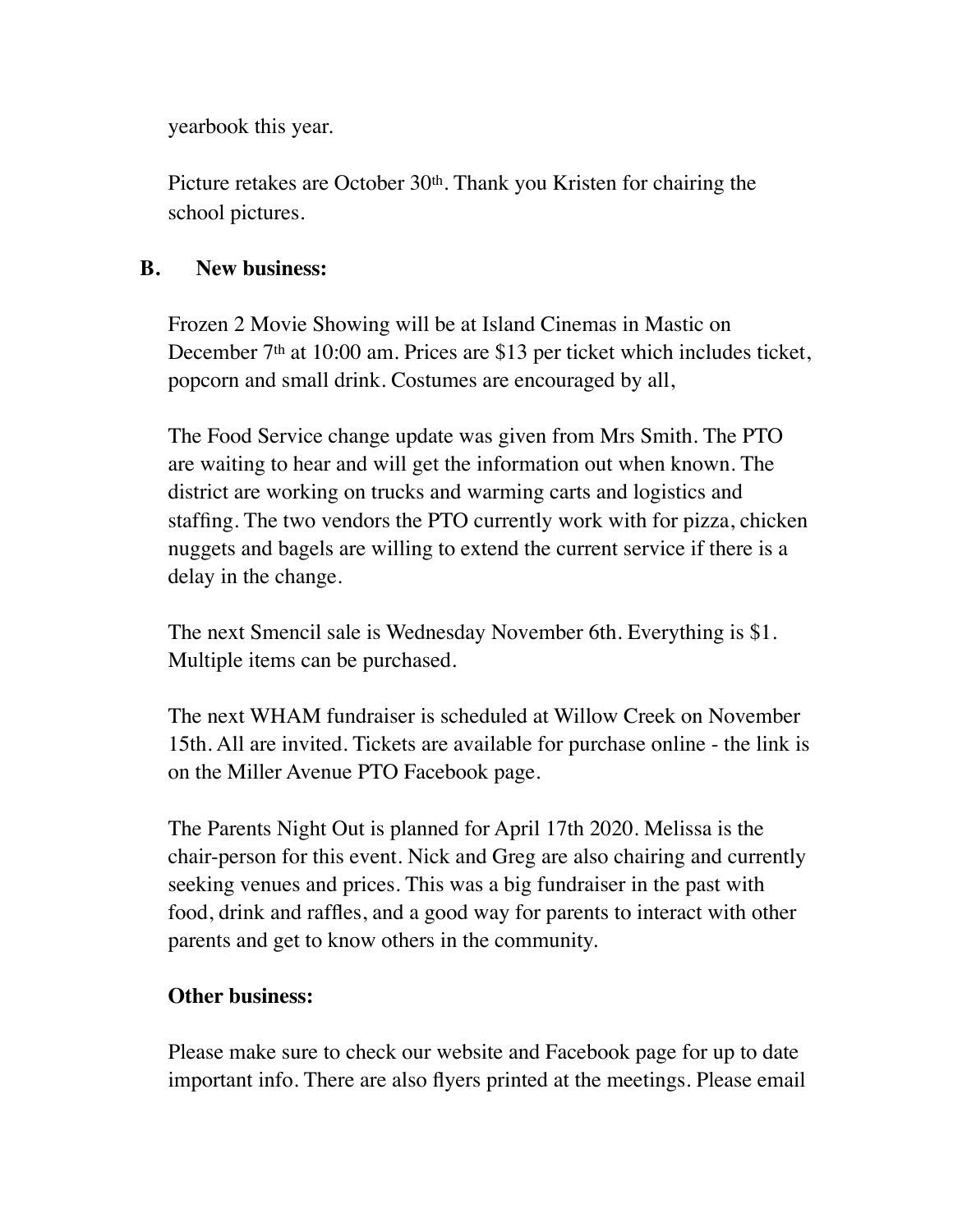yearbook this year.

Picture retakes are October 30th. Thank you Kristen for chairing the school pictures.

**B. New business:**

Frozen 2 Movie Showing will be at Island Cinemas in Mastic on December 7th at 10:00 am. Prices are $13 per ticket which includes ticket, popcorn and small drink. Costumes are encouraged by all,

The Food Service change update was given from Mrs Smith. The PTO are waiting to hear and will get the information out when known. The district are working on trucks and warming carts and logistics and staffing. The two vendors the PTO currently work with for pizza, chicken nuggets and bagels are willing to extend the current service if there is a delay in the change.

The next Smencil sale is Wednesday November 6th. Everything is $1. Multiple items can be purchased.

The next WHAM fundraiser is scheduled at Willow Creek on November 15th. All are invited. Tickets are available for purchase online - the link is on the Miller Avenue PTO Facebook page.

The Parents Night Out is planned for April 17th 2020. Melissa is the chair-person for this event. Nick and Greg are also chairing and currently seeking venues and prices. This was a big fundraiser in the past with food, drink and raffles, and a good way for parents to interact with other parents and get to know others in the community.

**Other business:**

Please make sure to check our website and Facebook page for up to date important info. There are also flyers printed at the meetings. Please email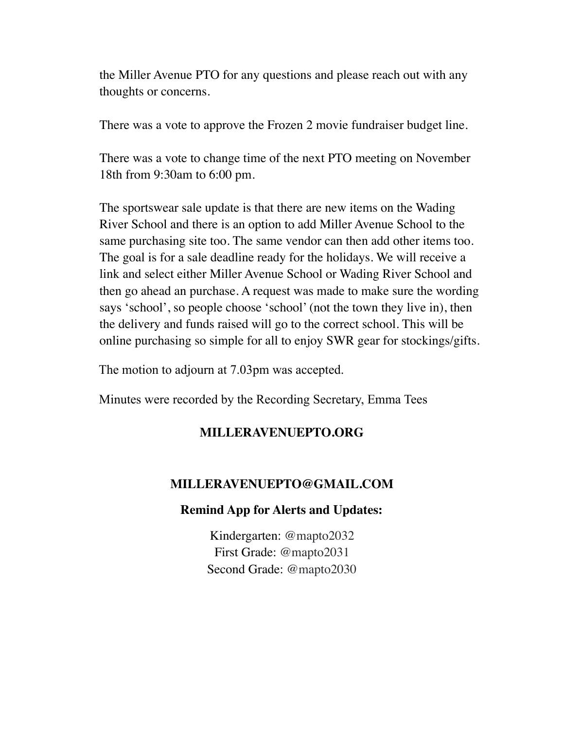the Miller Avenue PTO for any questions and please reach out with any thoughts or concerns.

There was a vote to approve the Frozen 2 movie fundraiser budget line.

There was a vote to change time of the next PTO meeting on November 18th from 9:30am to 6:00 pm.

The sportswear sale update is that there are new items on the Wading River School and there is an option to add Miller Avenue School to the same purchasing site too. The same vendor can then add other items too. The goal is for a sale deadline ready for the holidays. We will receive a link and select either Miller Avenue School or Wading River School and then go ahead an purchase. A request was made to make sure the wording says 'school', so people choose 'school' (not the town they live in), then the delivery and funds raised will go to the correct school. This will be online purchasing so simple for all to enjoy SWR gear for stockings/gifts.

The motion to adjourn at 7.03pm was accepted.

Minutes were recorded by the Recording Secretary, Emma Tees

**MILLERAVENUEPTO.ORG**

**MILLERAVENUEPTO@GMAIL.COM**

**Remind App for Alerts and Updates:**

Kindergarten: @mapto2032
First Grade: @mapto2031
Second Grade: @mapto2030